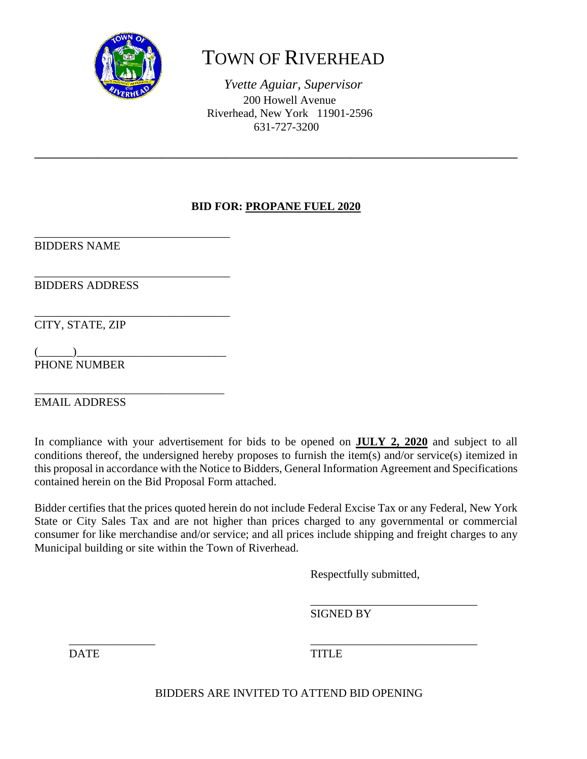# TOWN OF RIVERHEAD

*Yvette Aguiar, Supervisor*
200 Howell Avenue
Riverhead, New York 11901-2596
631-727-3200

---

**BID FOR: PROPANE FUEL 2020**

\_\_\_\_\_\_\_\_\_\_\_\_\_\_\_\_\_\_\_\_\_\_\_\_\_\_\_\_\_\_\_\_\_\_
BIDDERS NAME

\_\_\_\_\_\_\_\_\_\_\_\_\_\_\_\_\_\_\_\_\_\_\_\_\_\_\_\_\_\_\_\_\_\_
BIDDERS ADDRESS

\_\_\_\_\_\_\_\_\_\_\_\_\_\_\_\_\_\_\_\_\_\_\_\_\_\_\_\_\_\_\_\_\_\_
CITY, STATE, ZIP

(\_\_\_\_\_\_)\_\_\_\_\_\_\_\_\_\_\_\_\_\_\_\_\_\_\_\_\_\_\_\_\_\_
PHONE NUMBER

\_\_\_\_\_\_\_\_\_\_\_\_\_\_\_\_\_\_\_\_\_\_\_\_\_\_\_\_\_\_\_\_\_\_
EMAIL ADDRESS

In compliance with your advertisement for bids to be opened on **JULY 2, 2020** and subject to all conditions thereof, the undersigned hereby proposes to furnish the item(s) and/or service(s) itemized in this proposal in accordance with the Notice to Bidders, General Information Agreement and Specifications contained herein on the Bid Proposal Form attached.

Bidder certifies that the prices quoted herein do not include Federal Excise Tax or any Federal, New York State or City Sales Tax and are not higher than prices charged to any governmental or commercial consumer for like merchandise and/or service; and all prices include shipping and freight charges to any Municipal building or site within the Town of Riverhead.

Respectfully submitted,

\_\_\_\_\_\_\_\_\_\_\_\_\_\_\_\_\_\_\_\_\_\_\_\_\_\_\_\_\_\_
SIGNED BY

\_\_\_\_\_\_\_\_\_\_\_\_\_\_\_
DATE

\_\_\_\_\_\_\_\_\_\_\_\_\_\_\_\_\_\_\_\_\_\_\_\_\_\_\_\_\_\_
TITLE

BIDDERS ARE INVITED TO ATTEND BID OPENING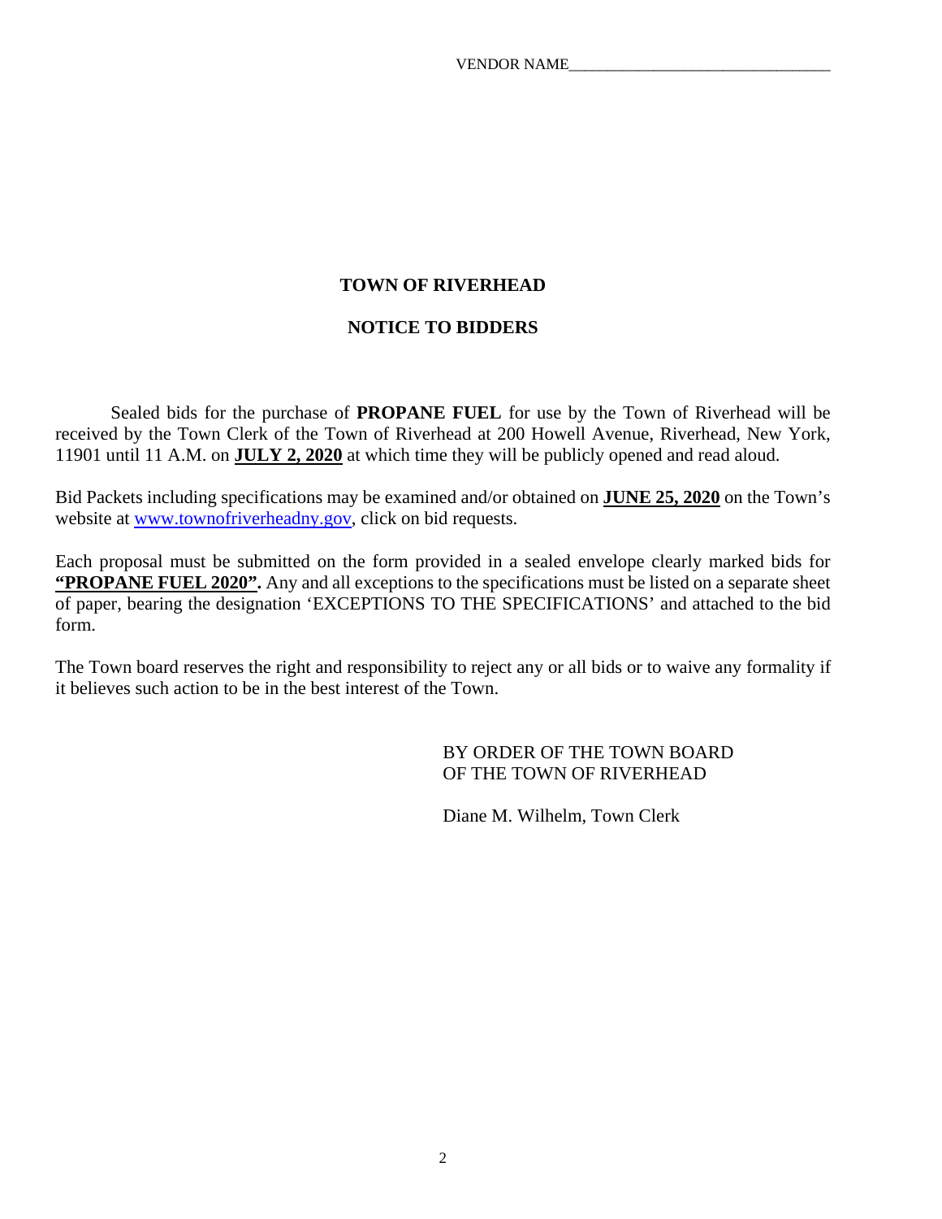VENDOR NAME_________________________________

# TOWN OF RIVERHEAD

## NOTICE TO BIDDERS

Sealed bids for the purchase of **PROPANE FUEL** for use by the Town of Riverhead will be received by the Town Clerk of the Town of Riverhead at 200 Howell Avenue, Riverhead, New York, 11901 until 11 A.M. on **JULY 2, 2020** at which time they will be publicly opened and read aloud.

Bid Packets including specifications may be examined and/or obtained on **JUNE 25, 2020** on the Town's website at www.townofriverheadny.gov, click on bid requests.

Each proposal must be submitted on the form provided in a sealed envelope clearly marked bids for **"PROPANE FUEL 2020".** Any and all exceptions to the specifications must be listed on a separate sheet of paper, bearing the designation 'EXCEPTIONS TO THE SPECIFICATIONS' and attached to the bid form.

The Town board reserves the right and responsibility to reject any or all bids or to waive any formality if it believes such action to be in the best interest of the Town.

BY ORDER OF THE TOWN BOARD
OF THE TOWN OF RIVERHEAD

Diane M. Wilhelm, Town Clerk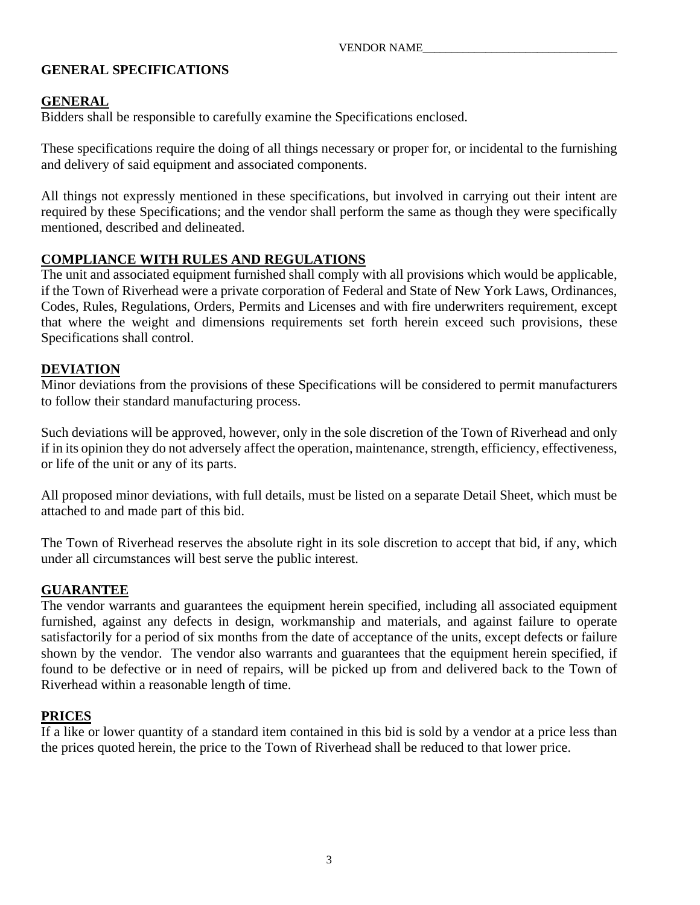VENDOR NAME_________________________________

# GENERAL SPECIFICATIONS

## GENERAL

Bidders shall be responsible to carefully examine the Specifications enclosed.

These specifications require the doing of all things necessary or proper for, or incidental to the furnishing and delivery of said equipment and associated components.

All things not expressly mentioned in these specifications, but involved in carrying out their intent are required by these Specifications; and the vendor shall perform the same as though they were specifically mentioned, described and delineated.

## COMPLIANCE WITH RULES AND REGULATIONS

The unit and associated equipment furnished shall comply with all provisions which would be applicable, if the Town of Riverhead were a private corporation of Federal and State of New York Laws, Ordinances, Codes, Rules, Regulations, Orders, Permits and Licenses and with fire underwriters requirement, except that where the weight and dimensions requirements set forth herein exceed such provisions, these Specifications shall control.

## DEVIATION

Minor deviations from the provisions of these Specifications will be considered to permit manufacturers to follow their standard manufacturing process.

Such deviations will be approved, however, only in the sole discretion of the Town of Riverhead and only if in its opinion they do not adversely affect the operation, maintenance, strength, efficiency, effectiveness, or life of the unit or any of its parts.

All proposed minor deviations, with full details, must be listed on a separate Detail Sheet, which must be attached to and made part of this bid.

The Town of Riverhead reserves the absolute right in its sole discretion to accept that bid, if any, which under all circumstances will best serve the public interest.

## GUARANTEE

The vendor warrants and guarantees the equipment herein specified, including all associated equipment furnished, against any defects in design, workmanship and materials, and against failure to operate satisfactorily for a period of six months from the date of acceptance of the units, except defects or failure shown by the vendor. The vendor also warrants and guarantees that the equipment herein specified, if found to be defective or in need of repairs, will be picked up from and delivered back to the Town of Riverhead within a reasonable length of time.

## PRICES

If a like or lower quantity of a standard item contained in this bid is sold by a vendor at a price less than the prices quoted herein, the price to the Town of Riverhead shall be reduced to that lower price.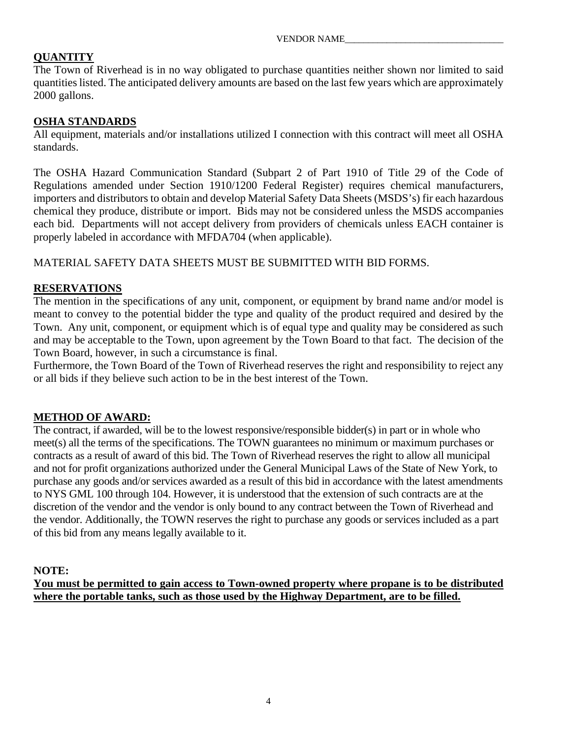VENDOR NAME_______________________________

**QUANTITY**

The Town of Riverhead is in no way obligated to purchase quantities neither shown nor limited to said quantities listed. The anticipated delivery amounts are based on the last few years which are approximately 2000 gallons.

**OSHA STANDARDS**

All equipment, materials and/or installations utilized I connection with this contract will meet all OSHA standards.

The OSHA Hazard Communication Standard (Subpart 2 of Part 1910 of Title 29 of the Code of Regulations amended under Section 1910/1200 Federal Register) requires chemical manufacturers, importers and distributors to obtain and develop Material Safety Data Sheets (MSDS's) fir each hazardous chemical they produce, distribute or import. Bids may not be considered unless the MSDS accompanies each bid. Departments will not accept delivery from providers of chemicals unless EACH container is properly labeled in accordance with MFDA704 (when applicable).

MATERIAL SAFETY DATA SHEETS MUST BE SUBMITTED WITH BID FORMS.

**RESERVATIONS**

The mention in the specifications of any unit, component, or equipment by brand name and/or model is meant to convey to the potential bidder the type and quality of the product required and desired by the Town. Any unit, component, or equipment which is of equal type and quality may be considered as such and may be acceptable to the Town, upon agreement by the Town Board to that fact. The decision of the Town Board, however, in such a circumstance is final.
Furthermore, the Town Board of the Town of Riverhead reserves the right and responsibility to reject any or all bids if they believe such action to be in the best interest of the Town.

**METHOD OF AWARD:**

The contract, if awarded, will be to the lowest responsive/responsible bidder(s) in part or in whole who meet(s) all the terms of the specifications. The TOWN guarantees no minimum or maximum purchases or contracts as a result of award of this bid. The Town of Riverhead reserves the right to allow all municipal and not for profit organizations authorized under the General Municipal Laws of the State of New York, to purchase any goods and/or services awarded as a result of this bid in accordance with the latest amendments to NYS GML 100 through 104. However, it is understood that the extension of such contracts are at the discretion of the vendor and the vendor is only bound to any contract between the Town of Riverhead and the vendor. Additionally, the TOWN reserves the right to purchase any goods or services included as a part of this bid from any means legally available to it.

**NOTE:**

**You must be permitted to gain access to Town-owned property where propane is to be distributed where the portable tanks, such as those used by the Highway Department, are to be filled.**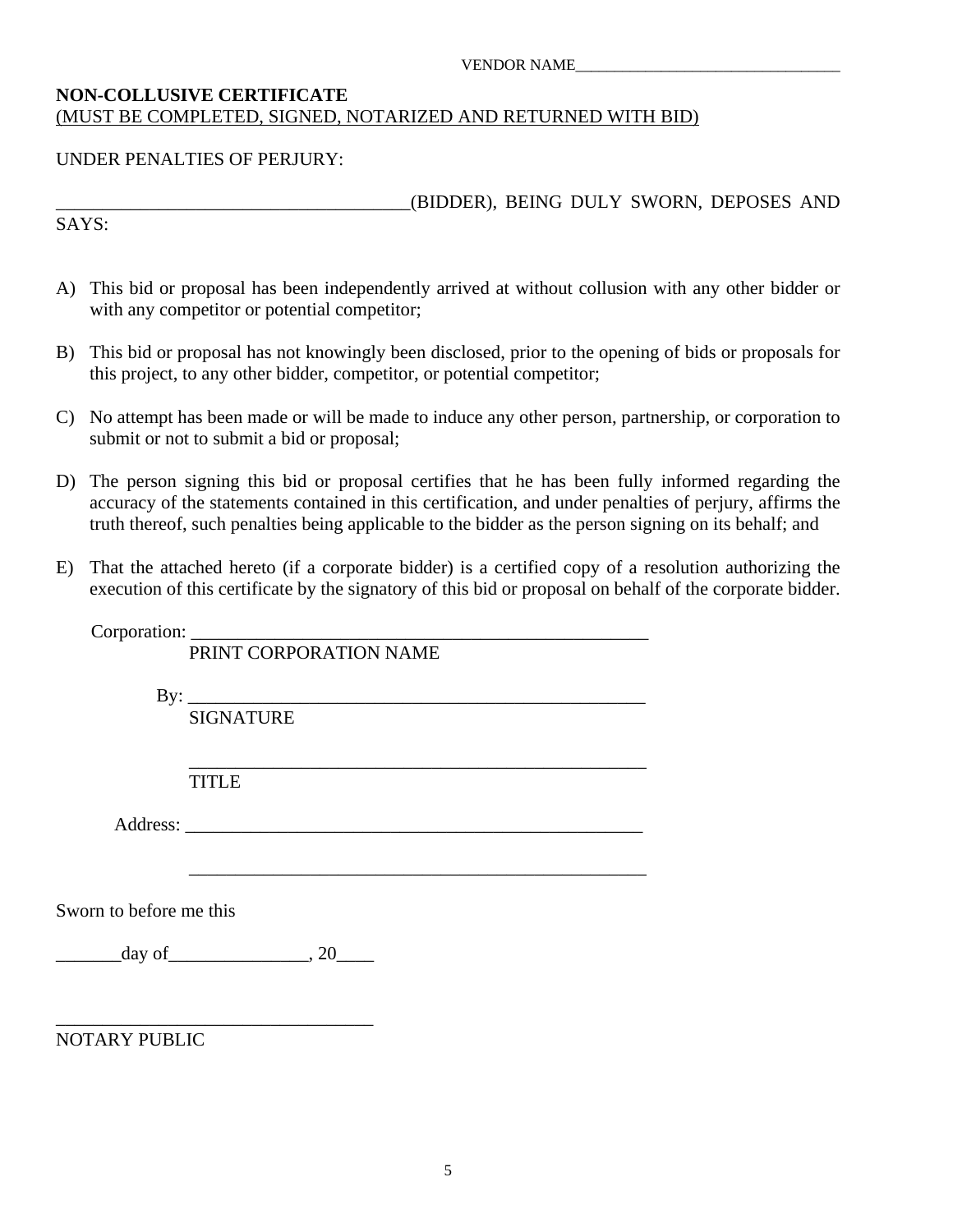VENDOR NAME_________________________________

**NON-COLLUSIVE CERTIFICATE**
(MUST BE COMPLETED, SIGNED, NOTARIZED AND RETURNED WITH BID)

UNDER PENALTIES OF PERJURY:

______________________________________(BIDDER), BEING DULY SWORN, DEPOSES AND SAYS:

A) This bid or proposal has been independently arrived at without collusion with any other bidder or with any competitor or potential competitor;

B) This bid or proposal has not knowingly been disclosed, prior to the opening of bids or proposals for this project, to any other bidder, competitor, or potential competitor;

C) No attempt has been made or will be made to induce any other person, partnership, or corporation to submit or not to submit a bid or proposal;

D) The person signing this bid or proposal certifies that he has been fully informed regarding the accuracy of the statements contained in this certification, and under penalties of perjury, affirms the truth thereof, such penalties being applicable to the bidder as the person signing on its behalf; and

E) That the attached hereto (if a corporate bidder) is a certified copy of a resolution authorizing the execution of this certificate by the signatory of this bid or proposal on behalf of the corporate bidder.

Corporation: ___________________________________________________
PRINT CORPORATION NAME

By: ___________________________________________________
SIGNATURE

___________________________________________________
TITLE

Address: ___________________________________________________

___________________________________________________

Sworn to before me this

_______day of_______________, 20____

_________________________________
NOTARY PUBLIC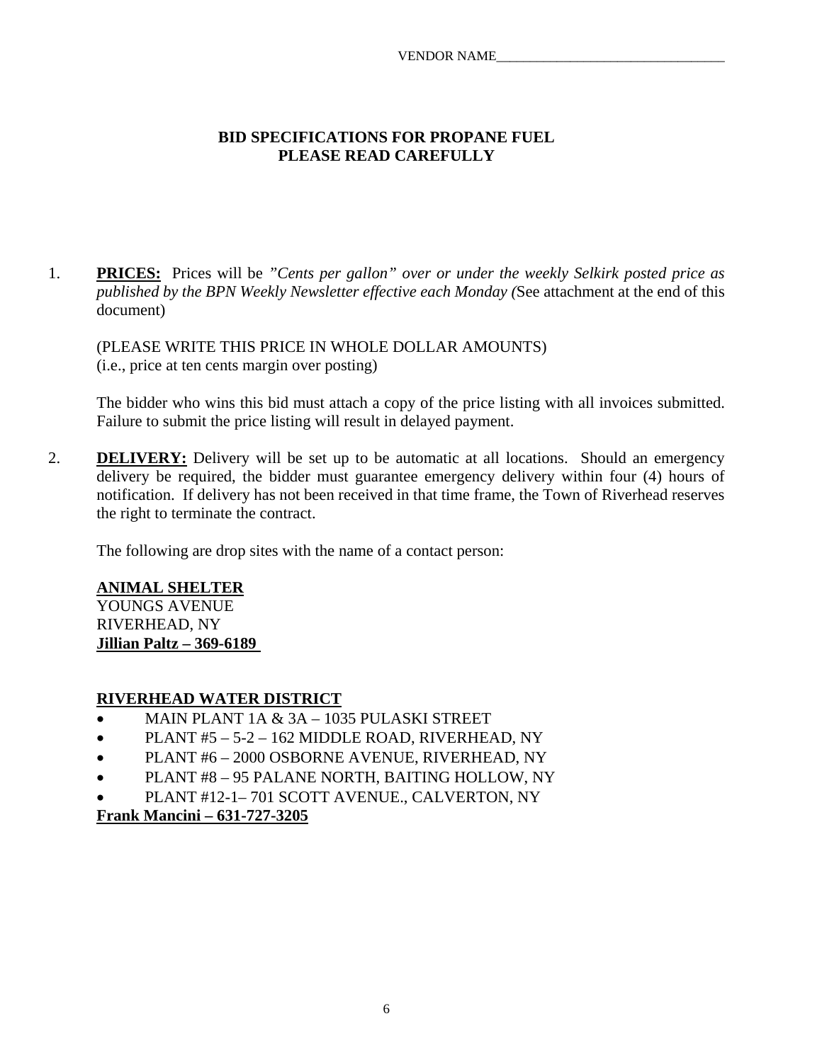VENDOR NAME_________________________________

## BID SPECIFICATIONS FOR PROPANE FUEL
## PLEASE READ CAREFULLY

1. **PRICES:** Prices will be *"Cents per gallon" over or under the weekly Selkirk posted price as published by the BPN Weekly Newsletter effective each Monday (*See attachment at the end of this document)

   (PLEASE WRITE THIS PRICE IN WHOLE DOLLAR AMOUNTS)
   (i.e., price at ten cents margin over posting)

   The bidder who wins this bid must attach a copy of the price listing with all invoices submitted. Failure to submit the price listing will result in delayed payment.

2. **DELIVERY:** Delivery will be set up to be automatic at all locations. Should an emergency delivery be required, the bidder must guarantee emergency delivery within four (4) hours of notification. If delivery has not been received in that time frame, the Town of Riverhead reserves the right to terminate the contract.

   The following are drop sites with the name of a contact person:

   **ANIMAL SHELTER**
   YOUNGS AVENUE
   RIVERHEAD, NY
   **Jillian Paltz – 369-6189**

   **RIVERHEAD WATER DISTRICT**
   - MAIN PLANT 1A & 3A – 1035 PULASKI STREET
   - PLANT #5 – 5-2 – 162 MIDDLE ROAD, RIVERHEAD, NY
   - PLANT #6 – 2000 OSBORNE AVENUE, RIVERHEAD, NY
   - PLANT #8 – 95 PALANE NORTH, BAITING HOLLOW, NY
   - PLANT #12-1– 701 SCOTT AVENUE., CALVERTON, NY

   **Frank Mancini – 631-727-3205**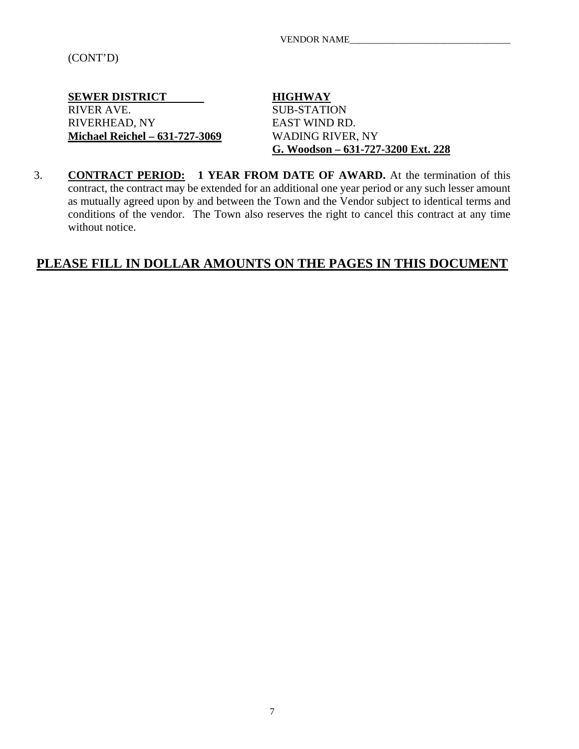VENDOR NAME_________________________________

(CONT'D)

**SEWER DISTRICT**
RIVER AVE.
RIVERHEAD, NY
**Michael Reichel – 631-727-3069**

**HIGHWAY**
SUB-STATION
EAST WIND RD.
WADING RIVER, NY
**G. Woodson – 631-727-3200 Ext. 228**

3. **CONTRACT PERIOD: 1 YEAR FROM DATE OF AWARD.** At the termination of this contract, the contract may be extended for an additional one year period or any such lesser amount as mutually agreed upon by and between the Town and the Vendor subject to identical terms and conditions of the vendor. The Town also reserves the right to cancel this contract at any time without notice.

## PLEASE FILL IN DOLLAR AMOUNTS ON THE PAGES IN THIS DOCUMENT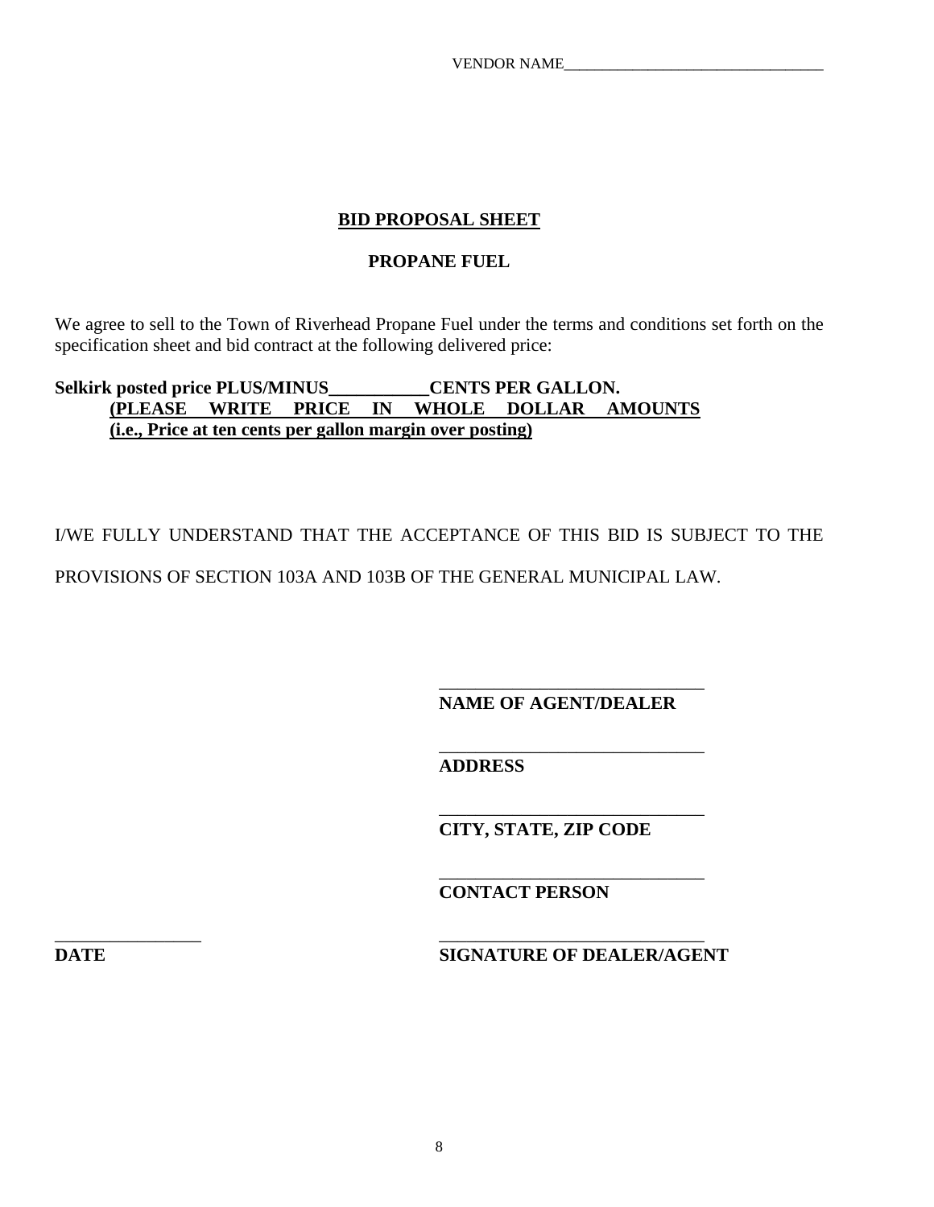VENDOR NAME_________________________________

## BID PROPOSAL SHEET

### PROPANE FUEL

We agree to sell to the Town of Riverhead Propane Fuel under the terms and conditions set forth on the specification sheet and bid contract at the following delivered price:

**Selkirk posted price PLUS/MINUS___________CENTS PER GALLON.**
**(PLEASE WRITE PRICE IN WHOLE DOLLAR AMOUNTS (i.e., Price at ten cents per gallon margin over posting)**

I/WE FULLY UNDERSTAND THAT THE ACCEPTANCE OF THIS BID IS SUBJECT TO THE PROVISIONS OF SECTION 103A AND 103B OF THE GENERAL MUNICIPAL LAW.

_____________________________
**NAME OF AGENT/DEALER**

_____________________________
**ADDRESS**

_____________________________
**CITY, STATE, ZIP CODE**

_____________________________
**CONTACT PERSON**

________________
**DATE**

_____________________________
**SIGNATURE OF DEALER/AGENT**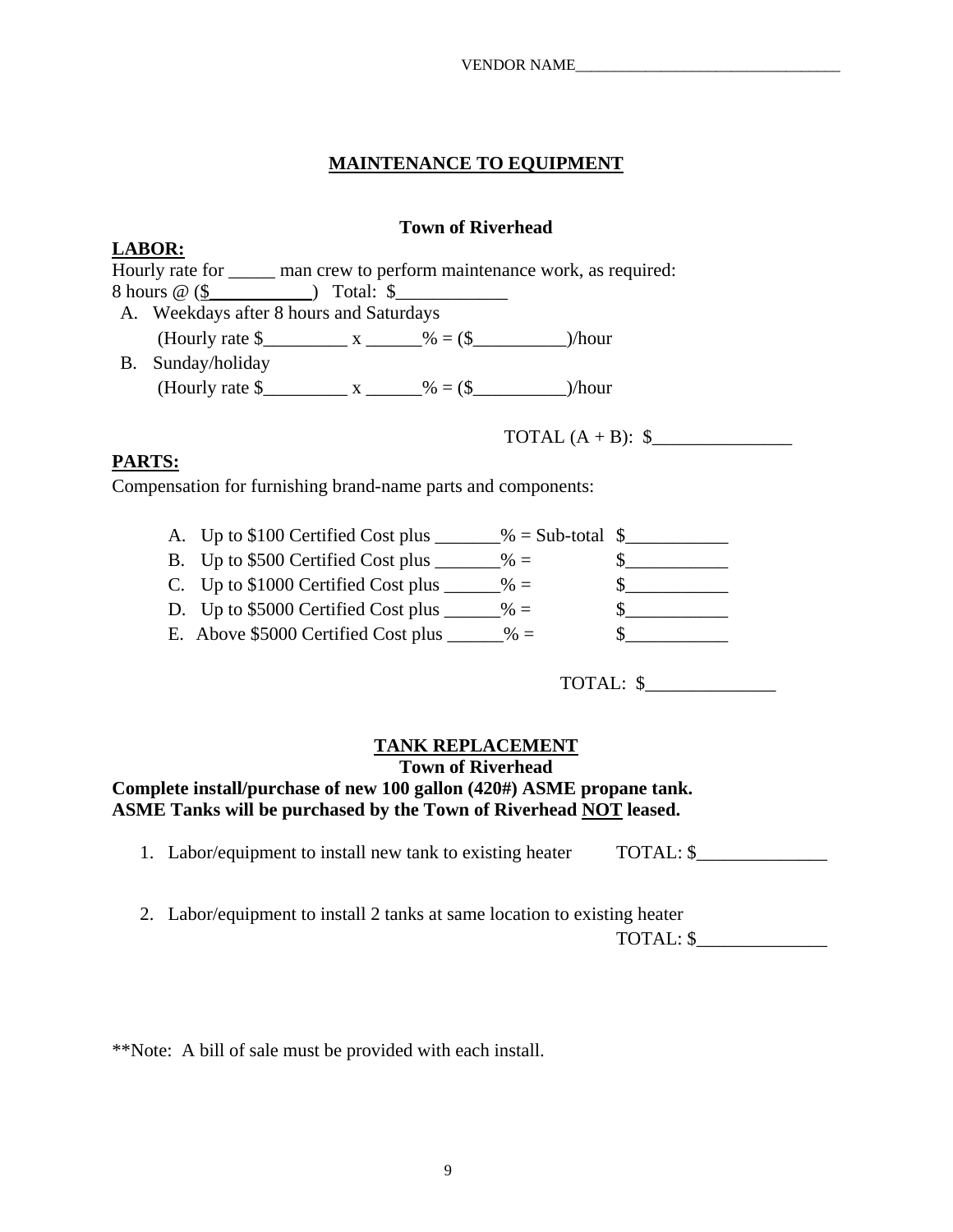VENDOR NAME_________________________________

## MAINTENANCE TO EQUIPMENT

### Town of Riverhead

**LABOR:**

Hourly rate for _____ man crew to perform maintenance work, as required:
8 hours @ ($___________) Total: $____________

A. Weekdays after 8 hours and Saturdays
   (Hourly rate $_________ x ______% = ($__________)/hour

B. Sunday/holiday
   (Hourly rate $_________ x ______% = ($__________)/hour

TOTAL (A + B): $_______________

**PARTS:**

Compensation for furnishing brand-name parts and components:

A. Up to $100 Certified Cost plus _______% = Sub-total $___________
B. Up to $500 Certified Cost plus _______% = $___________
C. Up to $1000 Certified Cost plus ______% = $___________
D. Up to $5000 Certified Cost plus ______% = $___________
E. Above $5000 Certified Cost plus ______% = $___________

TOTAL: $______________

## TANK REPLACEMENT

### Town of Riverhead

**Complete install/purchase of new 100 gallon (420#) ASME propane tank.**
**ASME Tanks will be purchased by the Town of Riverhead NOT leased.**

1. Labor/equipment to install new tank to existing heater TOTAL: $______________

2. Labor/equipment to install 2 tanks at same location to existing heater
   TOTAL: $______________

**Note: A bill of sale must be provided with each install.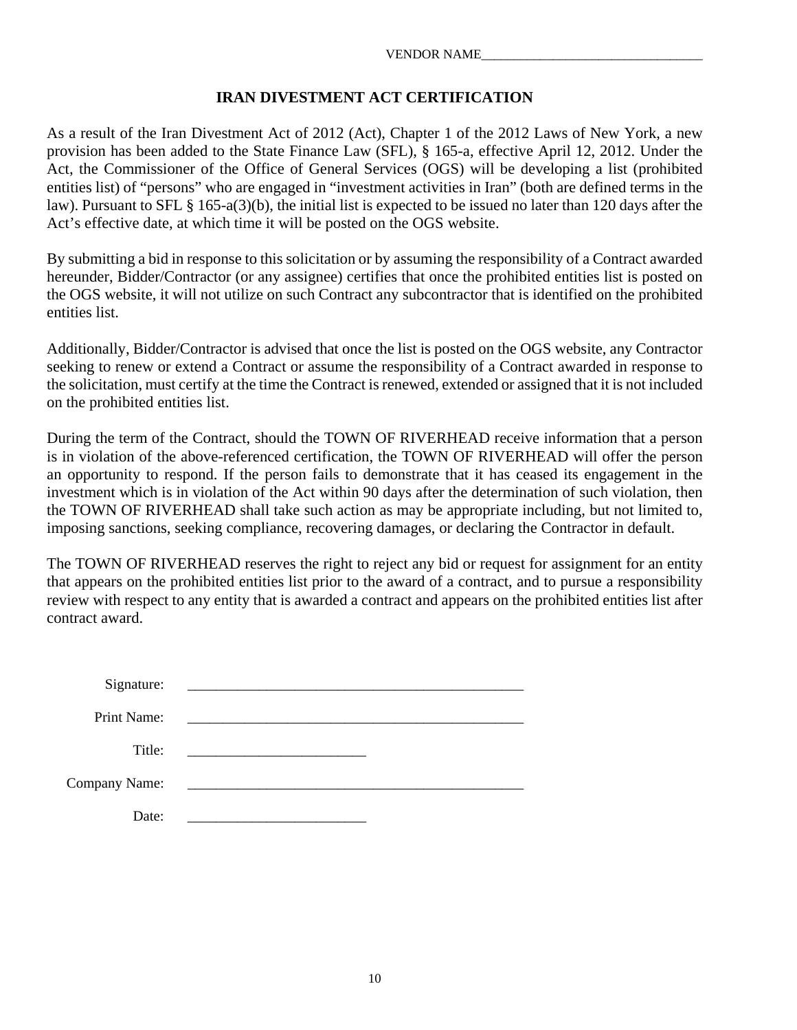VENDOR NAME_________________________________

## IRAN DIVESTMENT ACT CERTIFICATION

As a result of the Iran Divestment Act of 2012 (Act), Chapter 1 of the 2012 Laws of New York, a new provision has been added to the State Finance Law (SFL), § 165-a, effective April 12, 2012. Under the Act, the Commissioner of the Office of General Services (OGS) will be developing a list (prohibited entities list) of "persons" who are engaged in "investment activities in Iran" (both are defined terms in the law). Pursuant to SFL § 165-a(3)(b), the initial list is expected to be issued no later than 120 days after the Act's effective date, at which time it will be posted on the OGS website.

By submitting a bid in response to this solicitation or by assuming the responsibility of a Contract awarded hereunder, Bidder/Contractor (or any assignee) certifies that once the prohibited entities list is posted on the OGS website, it will not utilize on such Contract any subcontractor that is identified on the prohibited entities list.

Additionally, Bidder/Contractor is advised that once the list is posted on the OGS website, any Contractor seeking to renew or extend a Contract or assume the responsibility of a Contract awarded in response to the solicitation, must certify at the time the Contract is renewed, extended or assigned that it is not included on the prohibited entities list.

During the term of the Contract, should the TOWN OF RIVERHEAD receive information that a person is in violation of the above-referenced certification, the TOWN OF RIVERHEAD will offer the person an opportunity to respond. If the person fails to demonstrate that it has ceased its engagement in the investment which is in violation of the Act within 90 days after the determination of such violation, then the TOWN OF RIVERHEAD shall take such action as may be appropriate including, but not limited to, imposing sanctions, seeking compliance, recovering damages, or declaring the Contractor in default.

The TOWN OF RIVERHEAD reserves the right to reject any bid or request for assignment for an entity that appears on the prohibited entities list prior to the award of a contract, and to pursue a responsibility review with respect to any entity that is awarded a contract and appears on the prohibited entities list after contract award.

Signature: ________________________________________________

Print Name: ________________________________________________

Title: _________________________

Company Name: ________________________________________________

Date: _________________________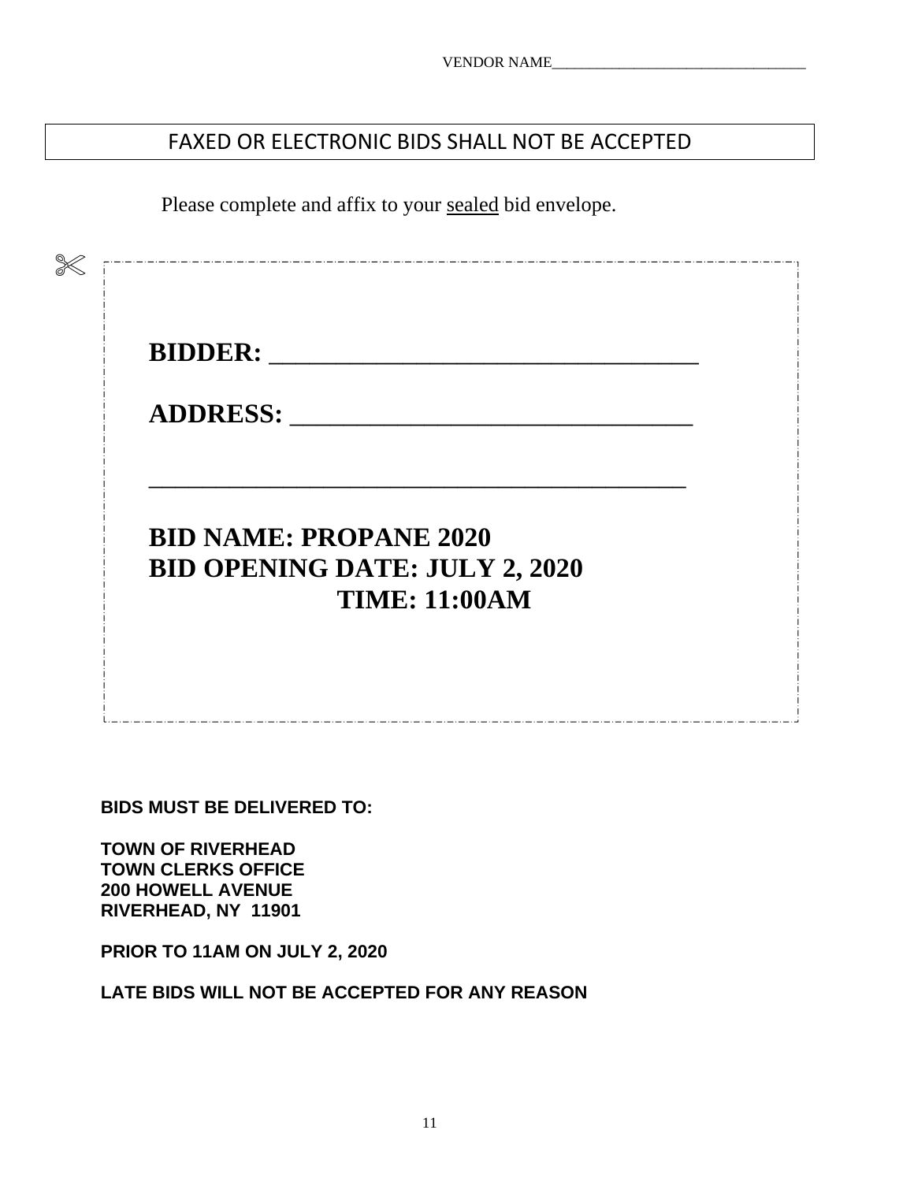VENDOR NAME_________________________________

FAXED OR ELECTRONIC BIDS SHALL NOT BE ACCEPTED

Please complete and affix to your sealed bid envelope.

**BIDDER: ___________________________________**

**ADDRESS: _________________________________**

**___________________________________________**

**BID NAME: PROPANE 2020**
**BID OPENING DATE: JULY 2, 2020**
**TIME: 11:00AM**

**BIDS MUST BE DELIVERED TO:**

**TOWN OF RIVERHEAD**
**TOWN CLERKS OFFICE**
**200 HOWELL AVENUE**
**RIVERHEAD, NY 11901**

**PRIOR TO 11AM ON JULY 2, 2020**

**LATE BIDS WILL NOT BE ACCEPTED FOR ANY REASON**